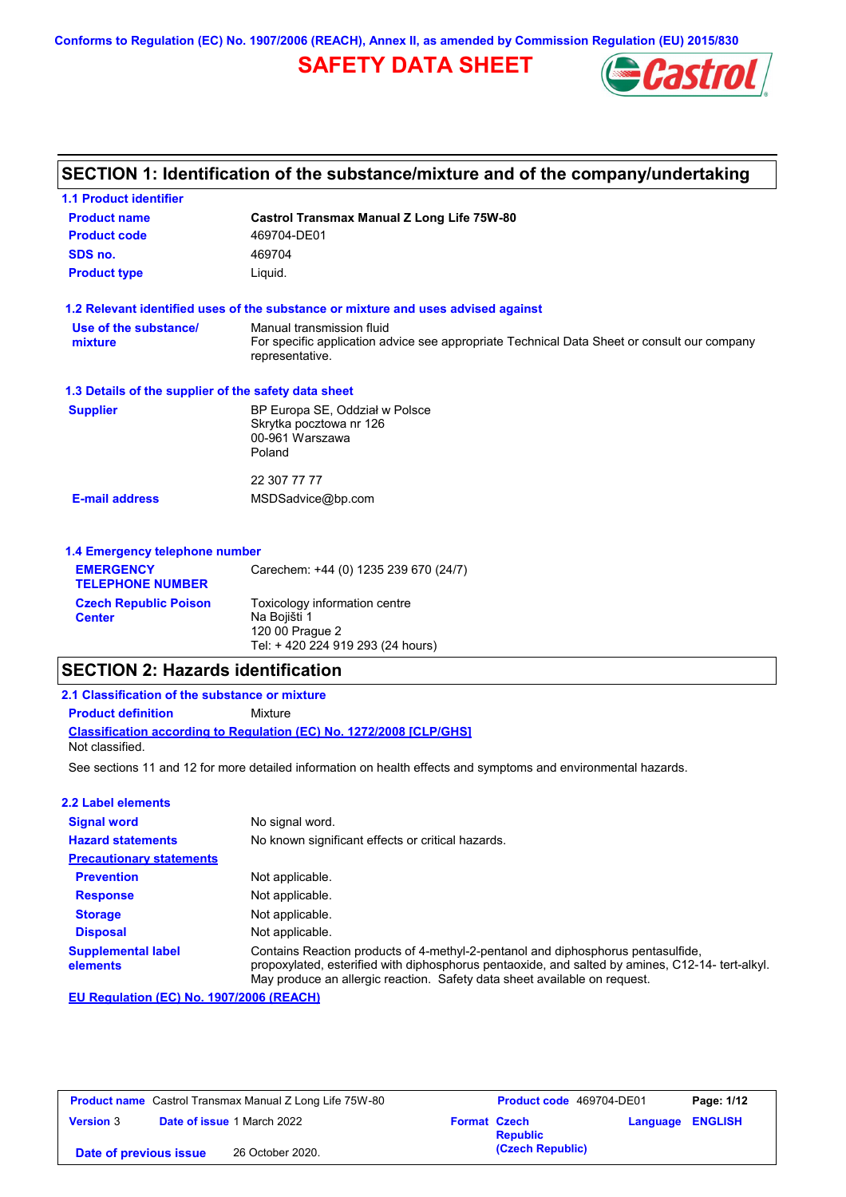Conforms to Regulation (EC) No. 1907/2006 (REACH), Annex II, as amended by Commission Regulation (EU) 2015/830

# SAFETY DATA SHEET

## SECTION 1: Identification of the substance/mixture and of the company/undertaking

### 1.1 Product identifier

| | |
|---|---|
| **Product name** | **Castrol Transmax Manual Z Long Life 75W-80** |
| **Product code** | 469704-DE01 |
| **SDS no.** | 469704 |
| **Product type** | Liquid. |

### 1.2 Relevant identified uses of the substance or mixture and uses advised against

| | |
|---|---|
| **Use of the substance/ mixture** | Manual transmission fluid<br>For specific application advice see appropriate Technical Data Sheet or consult our company representative. |

### 1.3 Details of the supplier of the safety data sheet

| | |
|---|---|
| **Supplier** | BP Europa SE, Oddział w Polsce<br>Skrytka pocztowa nr 126<br>00-961 Warszawa<br>Poland<br><br>22 307 77 77 |
| **E-mail address** | MSDSadvice@bp.com |

### 1.4 Emergency telephone number

| | |
|---|---|
| **EMERGENCY TELEPHONE NUMBER** | Carechem: +44 (0) 1235 239 670 (24/7) |
| **Czech Republic Poison Center** | Toxicology information centre<br>Na Bojišti 1<br>120 00 Prague 2<br>Tel: + 420 224 919 293 (24 hours) |

## SECTION 2: Hazards identification

### 2.1 Classification of the substance or mixture

**Product definition** Mixture

**Classification according to Regulation (EC) No. 1272/2008 [CLP/GHS]**

Not classified.

See sections 11 and 12 for more detailed information on health effects and symptoms and environmental hazards.

### 2.2 Label elements

| | |
|---|---|
| **Signal word** | No signal word. |
| **Hazard statements** | No known significant effects or critical hazards. |
| **Precautionary statements** | |
| **Prevention** | Not applicable. |
| **Response** | Not applicable. |
| **Storage** | Not applicable. |
| **Disposal** | Not applicable. |
| **Supplemental label elements** | Contains Reaction products of 4-methyl-2-pentanol and diphosphorus pentasulfide, propoxylated, esterified with diphosphorus pentaoxide, and salted by amines, C12-14- tert-alkyl. May produce an allergic reaction. Safety data sheet available on request. |

**EU Regulation (EC) No. 1907/2006 (REACH)**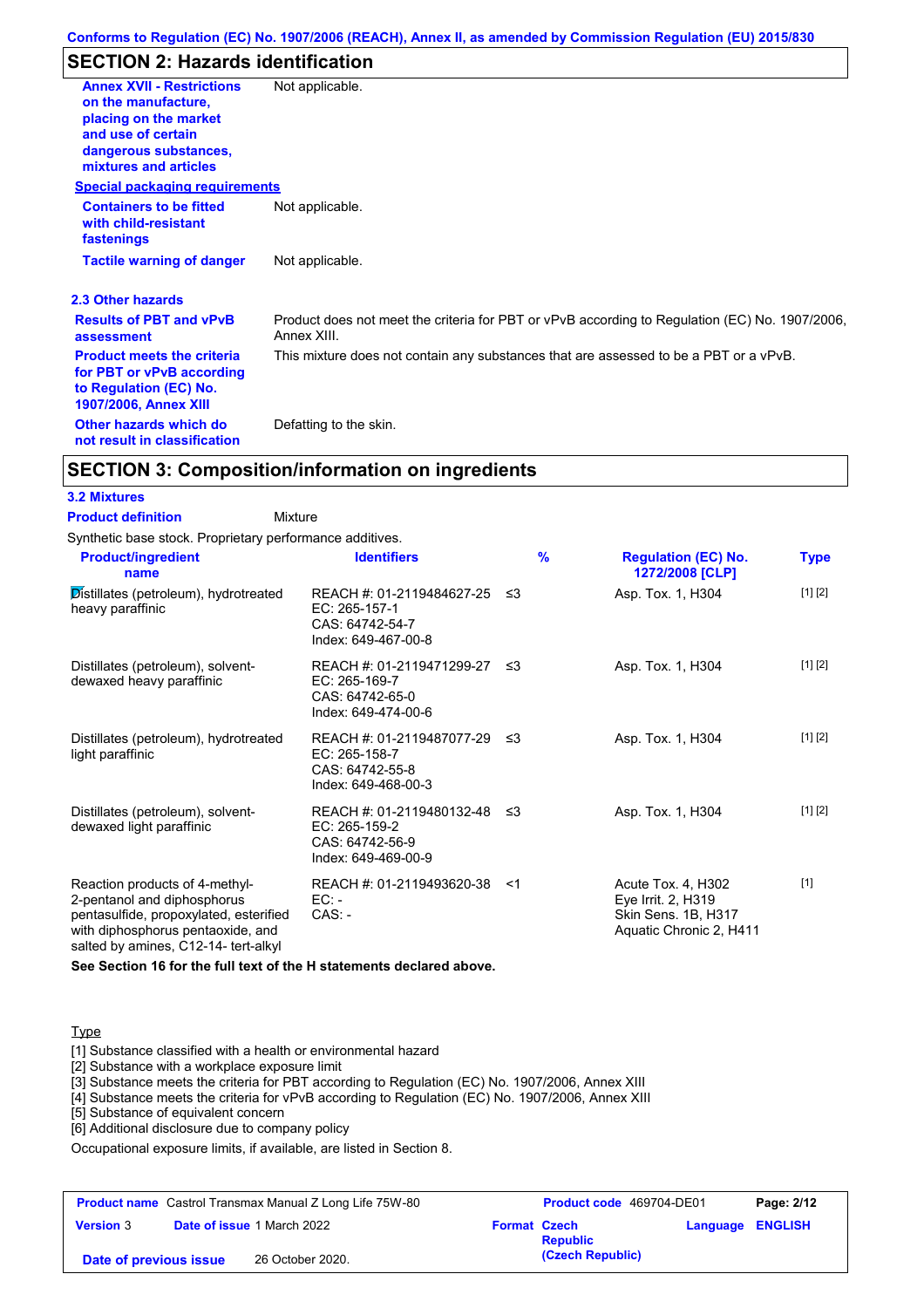## SECTION 2: Hazards identification

**Annex XVII - Restrictions on the manufacture, placing on the market and use of certain dangerous substances, mixtures and articles**: Not applicable.

**Special packaging requirements**

**Containers to be fitted with child-resistant fastenings**: Not applicable.

**Tactile warning of danger**: Not applicable.

### 2.3 Other hazards

**Results of PBT and vPvB assessment**: Product does not meet the criteria for PBT or vPvB according to Regulation (EC) No. 1907/2006, Annex XIII.

**Product meets the criteria for PBT or vPvB according to Regulation (EC) No. 1907/2006, Annex XIII**: This mixture does not contain any substances that are assessed to be a PBT or a vPvB.

**Other hazards which do not result in classification**: Defatting to the skin.

## SECTION 3: Composition/information on ingredients

### 3.2 Mixtures

**Product definition**: Mixture

Synthetic base stock. Proprietary performance additives.

| Product/ingredient name | Identifiers | % | Regulation (EC) No. 1272/2008 [CLP] | Type |
|---|---|---|---|---|
| Distillates (petroleum), hydrotreated heavy paraffinic | REACH #: 01-2119484627-25<br>EC: 265-157-1<br>CAS: 64742-54-7<br>Index: 649-467-00-8 | ≤3 | Asp. Tox. 1, H304 | [1] [2] |
| Distillates (petroleum), solvent-dewaxed heavy paraffinic | REACH #: 01-2119471299-27<br>EC: 265-169-7<br>CAS: 64742-65-0<br>Index: 649-474-00-6 | ≤3 | Asp. Tox. 1, H304 | [1] [2] |
| Distillates (petroleum), hydrotreated light paraffinic | REACH #: 01-2119487077-29<br>EC: 265-158-7<br>CAS: 64742-55-8<br>Index: 649-468-00-3 | ≤3 | Asp. Tox. 1, H304 | [1] [2] |
| Distillates (petroleum), solvent-dewaxed light paraffinic | REACH #: 01-2119480132-48<br>EC: 265-159-2<br>CAS: 64742-56-9<br>Index: 649-469-00-9 | ≤3 | Asp. Tox. 1, H304 | [1] [2] |
| Reaction products of 4-methyl-2-pentanol and diphosphorus pentasulfide, propoxylated, esterified with diphosphorus pentaoxide, and salted by amines, C12-14- tert-alkyl | REACH #: 01-2119493620-38<br>EC: -<br>CAS: - | <1 | Acute Tox. 4, H302<br>Eye Irrit. 2, H319<br>Skin Sens. 1B, H317<br>Aquatic Chronic 2, H411 | [1] |

**See Section 16 for the full text of the H statements declared above.**

Type

[1] Substance classified with a health or environmental hazard
[2] Substance with a workplace exposure limit
[3] Substance meets the criteria for PBT according to Regulation (EC) No. 1907/2006, Annex XIII
[4] Substance meets the criteria for vPvB according to Regulation (EC) No. 1907/2006, Annex XIII
[5] Substance of equivalent concern
[6] Additional disclosure due to company policy

Occupational exposure limits, if available, are listed in Section 8.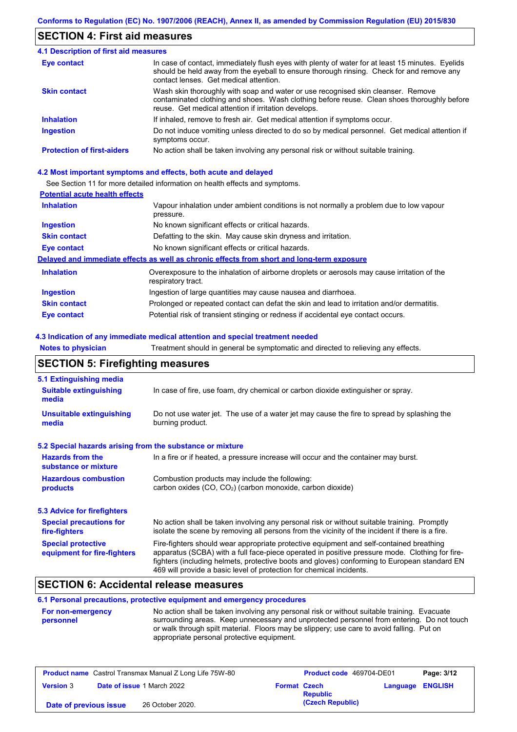## SECTION 4: First aid measures

### 4.1 Description of first aid measures

| | |
|---|---|
| **Eye contact** | In case of contact, immediately flush eyes with plenty of water for at least 15 minutes. Eyelids should be held away from the eyeball to ensure thorough rinsing. Check for and remove any contact lenses. Get medical attention. |
| **Skin contact** | Wash skin thoroughly with soap and water or use recognised skin cleanser. Remove contaminated clothing and shoes. Wash clothing before reuse. Clean shoes thoroughly before reuse. Get medical attention if irritation develops. |
| **Inhalation** | If inhaled, remove to fresh air. Get medical attention if symptoms occur. |
| **Ingestion** | Do not induce vomiting unless directed to do so by medical personnel. Get medical attention if symptoms occur. |
| **Protection of first-aiders** | No action shall be taken involving any personal risk or without suitable training. |

### 4.2 Most important symptoms and effects, both acute and delayed

See Section 11 for more detailed information on health effects and symptoms.

**Potential acute health effects**

| | |
|---|---|
| **Inhalation** | Vapour inhalation under ambient conditions is not normally a problem due to low vapour pressure. |
| **Ingestion** | No known significant effects or critical hazards. |
| **Skin contact** | Defatting to the skin. May cause skin dryness and irritation. |
| **Eye contact** | No known significant effects or critical hazards. |

**Delayed and immediate effects as well as chronic effects from short and long-term exposure**

| | |
|---|---|
| **Inhalation** | Overexposure to the inhalation of airborne droplets or aerosols may cause irritation of the respiratory tract. |
| **Ingestion** | Ingestion of large quantities may cause nausea and diarrhoea. |
| **Skin contact** | Prolonged or repeated contact can defat the skin and lead to irritation and/or dermatitis. |
| **Eye contact** | Potential risk of transient stinging or redness if accidental eye contact occurs. |

### 4.3 Indication of any immediate medical attention and special treatment needed

| | |
|---|---|
| **Notes to physician** | Treatment should in general be symptomatic and directed to relieving any effects. |

## SECTION 5: Firefighting measures

### 5.1 Extinguishing media

| | |
|---|---|
| **Suitable extinguishing media** | In case of fire, use foam, dry chemical or carbon dioxide extinguisher or spray. |
| **Unsuitable extinguishing media** | Do not use water jet. The use of a water jet may cause the fire to spread by splashing the burning product. |

### 5.2 Special hazards arising from the substance or mixture

| | |
|---|---|
| **Hazards from the substance or mixture** | In a fire or if heated, a pressure increase will occur and the container may burst. |
| **Hazardous combustion products** | Combustion products may include the following: carbon oxides (CO, $CO_2$) (carbon monoxide, carbon dioxide) |

### 5.3 Advice for firefighters

| | |
|---|---|
| **Special precautions for fire-fighters** | No action shall be taken involving any personal risk or without suitable training. Promptly isolate the scene by removing all persons from the vicinity of the incident if there is a fire. |
| **Special protective equipment for fire-fighters** | Fire-fighters should wear appropriate protective equipment and self-contained breathing apparatus (SCBA) with a full face-piece operated in positive pressure mode. Clothing for fire-fighters (including helmets, protective boots and gloves) conforming to European standard EN 469 will provide a basic level of protection for chemical incidents. |

## SECTION 6: Accidental release measures

### 6.1 Personal precautions, protective equipment and emergency procedures

| | |
|---|---|
| **For non-emergency personnel** | No action shall be taken involving any personal risk or without suitable training. Evacuate surrounding areas. Keep unnecessary and unprotected personnel from entering. Do not touch or walk through spilt material. Floors may be slippery; use care to avoid falling. Put on appropriate personal protective equipment. |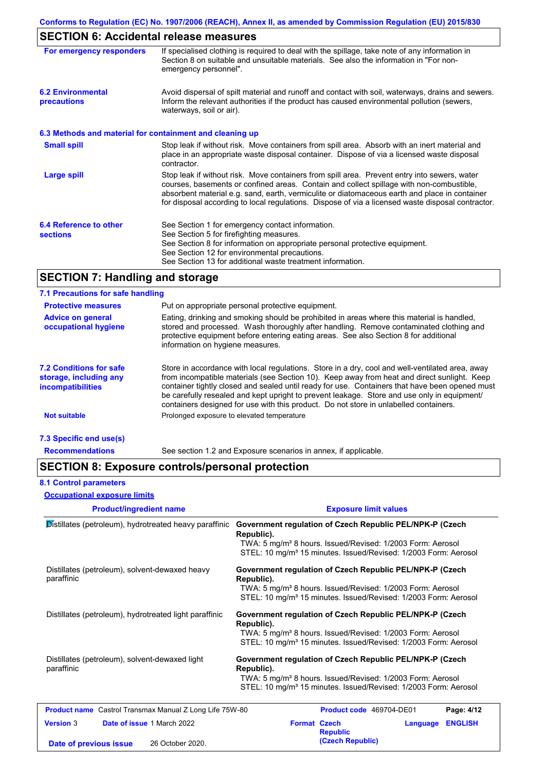## SECTION 6: Accidental release measures

| | |
|---|---|
| **For emergency responders** | If specialised clothing is required to deal with the spillage, take note of any information in Section 8 on suitable and unsuitable materials. See also the information in "For non-emergency personnel". |
| **6.2 Environmental precautions** | Avoid dispersal of spilt material and runoff and contact with soil, waterways, drains and sewers. Inform the relevant authorities if the product has caused environmental pollution (sewers, waterways, soil or air). |

### 6.3 Methods and material for containment and cleaning up

| | |
|---|---|
| **Small spill** | Stop leak if without risk. Move containers from spill area. Absorb with an inert material and place in an appropriate waste disposal container. Dispose of via a licensed waste disposal contractor. |
| **Large spill** | Stop leak if without risk. Move containers from spill area. Prevent entry into sewers, water courses, basements or confined areas. Contain and collect spillage with non-combustible, absorbent material e.g. sand, earth, vermiculite or diatomaceous earth and place in container for disposal according to local regulations. Dispose of via a licensed waste disposal contractor. |
| **6.4 Reference to other sections** | See Section 1 for emergency contact information.<br>See Section 5 for firefighting measures.<br>See Section 8 for information on appropriate personal protective equipment.<br>See Section 12 for environmental precautions.<br>See Section 13 for additional waste treatment information. |

## SECTION 7: Handling and storage

### 7.1 Precautions for safe handling

| | |
|---|---|
| **Protective measures** | Put on appropriate personal protective equipment. |
| **Advice on general occupational hygiene** | Eating, drinking and smoking should be prohibited in areas where this material is handled, stored and processed. Wash thoroughly after handling. Remove contaminated clothing and protective equipment before entering eating areas. See also Section 8 for additional information on hygiene measures. |
| **7.2 Conditions for safe storage, including any incompatibilities** | Store in accordance with local regulations. Store in a dry, cool and well-ventilated area, away from incompatible materials (see Section 10). Keep away from heat and direct sunlight. Keep container tightly closed and sealed until ready for use. Containers that have been opened must be carefully resealed and kept upright to prevent leakage. Store and use only in equipment/ containers designed for use with this product. Do not store in unlabelled containers. |
| **Not suitable** | Prolonged exposure to elevated temperature |

### 7.3 Specific end use(s)

| | |
|---|---|
| **Recommendations** | See section 1.2 and Exposure scenarios in annex, if applicable. |

## SECTION 8: Exposure controls/personal protection

### 8.1 Control parameters

**Occupational exposure limits**

| Product/ingredient name | Exposure limit values |
|---|---|
| Distillates (petroleum), hydrotreated heavy paraffinic | **Government regulation of Czech Republic PEL/NPK-P (Czech Republic).**<br>TWA: 5 mg/m³ 8 hours. Issued/Revised: 1/2003 Form: Aerosol<br>STEL: 10 mg/m³ 15 minutes. Issued/Revised: 1/2003 Form: Aerosol |
| Distillates (petroleum), solvent-dewaxed heavy paraffinic | **Government regulation of Czech Republic PEL/NPK-P (Czech Republic).**<br>TWA: 5 mg/m³ 8 hours. Issued/Revised: 1/2003 Form: Aerosol<br>STEL: 10 mg/m³ 15 minutes. Issued/Revised: 1/2003 Form: Aerosol |
| Distillates (petroleum), hydrotreated light paraffinic | **Government regulation of Czech Republic PEL/NPK-P (Czech Republic).**<br>TWA: 5 mg/m³ 8 hours. Issued/Revised: 1/2003 Form: Aerosol<br>STEL: 10 mg/m³ 15 minutes. Issued/Revised: 1/2003 Form: Aerosol |
| Distillates (petroleum), solvent-dewaxed light paraffinic | **Government regulation of Czech Republic PEL/NPK-P (Czech Republic).**<br>TWA: 5 mg/m³ 8 hours. Issued/Revised: 1/2003 Form: Aerosol<br>STEL: 10 mg/m³ 15 minutes. Issued/Revised: 1/2003 Form: Aerosol |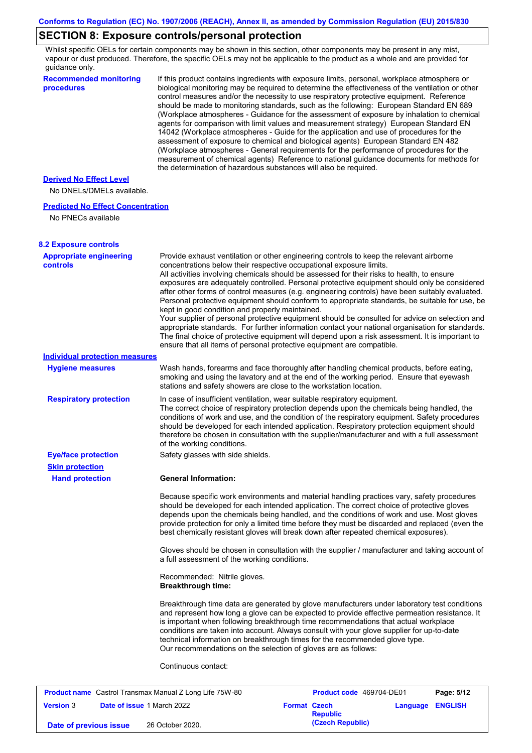## SECTION 8: Exposure controls/personal protection

Whilst specific OELs for certain components may be shown in this section, other components may be present in any mist, vapour or dust produced. Therefore, the specific OELs may not be applicable to the product as a whole and are provided for guidance only.

**Recommended monitoring procedures**

If this product contains ingredients with exposure limits, personal, workplace atmosphere or biological monitoring may be required to determine the effectiveness of the ventilation or other control measures and/or the necessity to use respiratory protective equipment. Reference should be made to monitoring standards, such as the following: European Standard EN 689 (Workplace atmospheres - Guidance for the assessment of exposure by inhalation to chemical agents for comparison with limit values and measurement strategy) European Standard EN 14042 (Workplace atmospheres - Guide for the application and use of procedures for the assessment of exposure to chemical and biological agents) European Standard EN 482 (Workplace atmospheres - General requirements for the performance of procedures for the measurement of chemical agents) Reference to national guidance documents for methods for the determination of hazardous substances will also be required.

**Derived No Effect Level**

No DNELs/DMELs available.

**Predicted No Effect Concentration**

No PNECs available

### 8.2 Exposure controls

**Appropriate engineering controls**

Provide exhaust ventilation or other engineering controls to keep the relevant airborne concentrations below their respective occupational exposure limits.
All activities involving chemicals should be assessed for their risks to health, to ensure exposures are adequately controlled. Personal protective equipment should only be considered after other forms of control measures (e.g. engineering controls) have been suitably evaluated. Personal protective equipment should conform to appropriate standards, be suitable for use, be kept in good condition and properly maintained.
Your supplier of personal protective equipment should be consulted for advice on selection and appropriate standards. For further information contact your national organisation for standards. The final choice of protective equipment will depend upon a risk assessment. It is important to ensure that all items of personal protective equipment are compatible.

**Individual protection measures**

**Hygiene measures**

Wash hands, forearms and face thoroughly after handling chemical products, before eating, smoking and using the lavatory and at the end of the working period. Ensure that eyewash stations and safety showers are close to the workstation location.

**Respiratory protection**

In case of insufficient ventilation, wear suitable respiratory equipment.
The correct choice of respiratory protection depends upon the chemicals being handled, the conditions of work and use, and the condition of the respiratory equipment. Safety procedures should be developed for each intended application. Respiratory protection equipment should therefore be chosen in consultation with the supplier/manufacturer and with a full assessment of the working conditions.

**Eye/face protection**

Safety glasses with side shields.

**Skin protection**

**Hand protection**

**General Information:**

Because specific work environments and material handling practices vary, safety procedures should be developed for each intended application. The correct choice of protective gloves depends upon the chemicals being handled, and the conditions of work and use. Most gloves provide protection for only a limited time before they must be discarded and replaced (even the best chemically resistant gloves will break down after repeated chemical exposures).

Gloves should be chosen in consultation with the supplier / manufacturer and taking account of a full assessment of the working conditions.

Recommended: Nitrile gloves.
**Breakthrough time:**

Breakthrough time data are generated by glove manufacturers under laboratory test conditions and represent how long a glove can be expected to provide effective permeation resistance. It is important when following breakthrough time recommendations that actual workplace conditions are taken into account. Always consult with your glove supplier for up-to-date technical information on breakthrough times for the recommended glove type.
Our recommendations on the selection of gloves are as follows:

Continuous contact: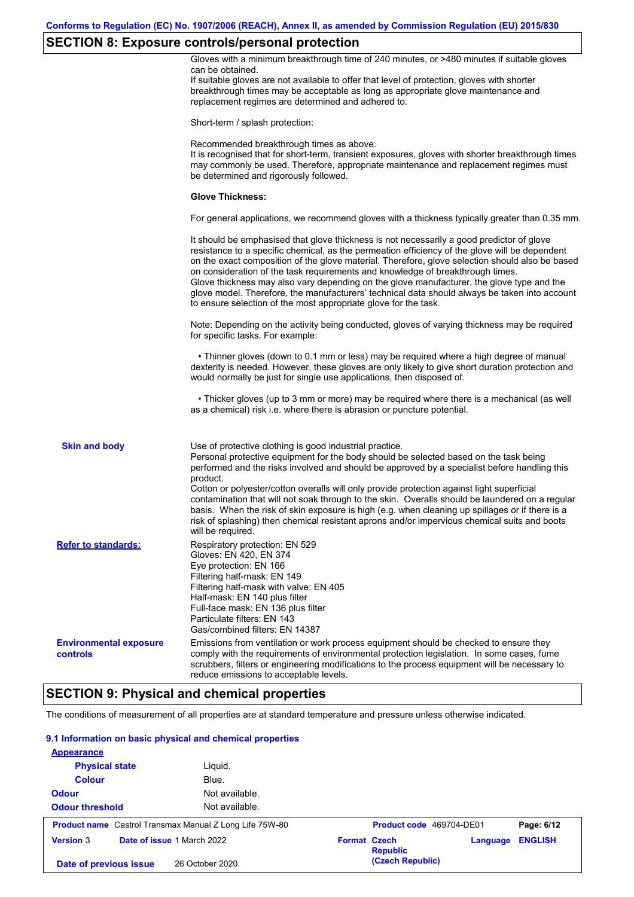## SECTION 8: Exposure controls/personal protection

Gloves with a minimum breakthrough time of 240 minutes, or >480 minutes if suitable gloves can be obtained.
If suitable gloves are not available to offer that level of protection, gloves with shorter breakthrough times may be acceptable as long as appropriate glove maintenance and replacement regimes are determined and adhered to.

Short-term / splash protection:

Recommended breakthrough times as above.
It is recognised that for short-term, transient exposures, gloves with shorter breakthrough times may commonly be used. Therefore, appropriate maintenance and replacement regimes must be determined and rigorously followed.

**Glove Thickness:**

For general applications, we recommend gloves with a thickness typically greater than 0.35 mm.

It should be emphasised that glove thickness is not necessarily a good predictor of glove resistance to a specific chemical, as the permeation efficiency of the glove will be dependent on the exact composition of the glove material. Therefore, glove selection should also be based on consideration of the task requirements and knowledge of breakthrough times.
Glove thickness may also vary depending on the glove manufacturer, the glove type and the glove model. Therefore, the manufacturers' technical data should always be taken into account to ensure selection of the most appropriate glove for the task.

Note: Depending on the activity being conducted, gloves of varying thickness may be required for specific tasks. For example:

- Thinner gloves (down to 0.1 mm or less) may be required where a high degree of manual dexterity is needed. However, these gloves are only likely to give short duration protection and would normally be just for single use applications, then disposed of.

- Thicker gloves (up to 3 mm or more) may be required where there is a mechanical (as well as a chemical) risk i.e. where there is abrasion or puncture potential.

**Skin and body**

Use of protective clothing is good industrial practice.
Personal protective equipment for the body should be selected based on the task being performed and the risks involved and should be approved by a specialist before handling this product.
Cotton or polyester/cotton overalls will only provide protection against light superficial contamination that will not soak through to the skin. Overalls should be laundered on a regular basis. When the risk of skin exposure is high (e.g. when cleaning up spillages or if there is a risk of splashing) then chemical resistant aprons and/or impervious chemical suits and boots will be required.

**Refer to standards:**

Respiratory protection: EN 529
Gloves: EN 420, EN 374
Eye protection: EN 166
Filtering half-mask: EN 149
Filtering half-mask with valve: EN 405
Half-mask: EN 140 plus filter
Full-face mask: EN 136 plus filter
Particulate filters: EN 143
Gas/combined filters: EN 14387

**Environmental exposure controls**

Emissions from ventilation or work process equipment should be checked to ensure they comply with the requirements of environmental protection legislation. In some cases, fume scrubbers, filters or engineering modifications to the process equipment will be necessary to reduce emissions to acceptable levels.

## SECTION 9: Physical and chemical properties

The conditions of measurement of all properties are at standard temperature and pressure unless otherwise indicated.

### 9.1 Information on basic physical and chemical properties

**Appearance**

| | |
|---|---|
| **Physical state** | Liquid. |
| **Colour** | Blue. |
| **Odour** | Not available. |
| **Odour threshold** | Not available. |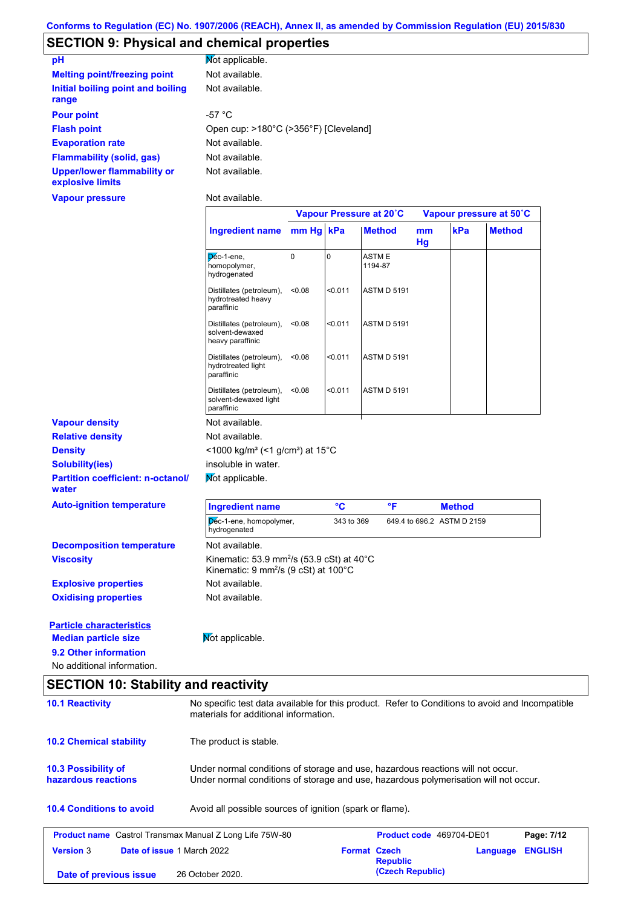Conforms to Regulation (EC) No. 1907/2006 (REACH), Annex II, as amended by Commission Regulation (EU) 2015/830

## SECTION 9: Physical and chemical properties

**pH**: Not applicable.

**Melting point/freezing point**: Not available.

**Initial boiling point and boiling range**: Not available.

**Pour point**: -57 °C

**Flash point**: Open cup: >180°C (>356°F) [Cleveland]

**Evaporation rate**: Not available.

**Flammability (solid, gas)**: Not available.

**Upper/lower flammability or explosive limits**: Not available.

**Vapour pressure**: Not available.

| | Vapour Pressure at 20˚C | | | Vapour pressure at 50˚C | | |
|---|---|---|---|---|---|---|
| **Ingredient name** | **mm Hg** | **kPa** | **Method** | **mm Hg** | **kPa** | **Method** |
| Dec-1-ene, homopolymer, hydrogenated | 0 | 0 | ASTM E 1194-87 | | | |
| Distillates (petroleum), hydrotreated heavy paraffinic | <0.08 | <0.011 | ASTM D 5191 | | | |
| Distillates (petroleum), solvent-dewaxed heavy paraffinic | <0.08 | <0.011 | ASTM D 5191 | | | |
| Distillates (petroleum), hydrotreated light paraffinic | <0.08 | <0.011 | ASTM D 5191 | | | |
| Distillates (petroleum), solvent-dewaxed light paraffinic | <0.08 | <0.011 | ASTM D 5191 | | | |

**Vapour density**: Not available.

**Relative density**: Not available.

**Density**: <1000 kg/m³ (<1 g/cm³) at 15°C

**Solubility(ies)**: insoluble in water.

**Partition coefficient: n-octanol/ water**: Not applicable.

**Auto-ignition temperature**:

| Ingredient name | °C | °F | Method |
|---|---|---|---|
| Dec-1-ene, homopolymer, hydrogenated | 343 to 369 | 649.4 to 696.2 | ASTM D 2159 |

**Decomposition temperature**: Not available.

**Viscosity**: Kinematic: 53.9 mm²/s (53.9 cSt) at 40°C
Kinematic: 9 mm²/s (9 cSt) at 100°C

**Explosive properties**: Not available.

**Oxidising properties**: Not available.

**Particle characteristics**

**Median particle size**: Not applicable.

**9.2 Other information**

No additional information.

## SECTION 10: Stability and reactivity

**10.1 Reactivity**: No specific test data available for this product. Refer to Conditions to avoid and Incompatible materials for additional information.

**10.2 Chemical stability**: The product is stable.

**10.3 Possibility of hazardous reactions**: Under normal conditions of storage and use, hazardous reactions will not occur.
Under normal conditions of storage and use, hazardous polymerisation will not occur.

**10.4 Conditions to avoid**: Avoid all possible sources of ignition (spark or flame).

| **Product name** Castrol Transmax Manual Z Long Life 75W-80 | **Product code** 469704-DE01 | **Page: 7/12** |
|---|---|---|
| **Version** 3 **Date of issue** 1 March 2022 | **Format** Czech Republic (Czech Republic) | **Language** ENGLISH |
| **Date of previous issue** 26 October 2020. | | |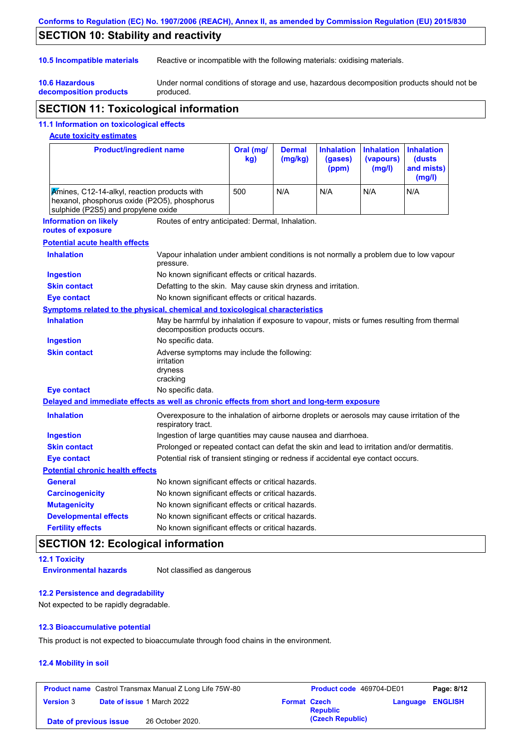## SECTION 10: Stability and reactivity

**10.5 Incompatible materials**

Reactive or incompatible with the following materials: oxidising materials.

**10.6 Hazardous decomposition products**

Under normal conditions of storage and use, hazardous decomposition products should not be produced.

## SECTION 11: Toxicological information

### 11.1 Information on toxicological effects

**Acute toxicity estimates**

| Product/ingredient name | Oral (mg/kg) | Dermal (mg/kg) | Inhalation (gases) (ppm) | Inhalation (vapours) (mg/l) | Inhalation (dusts and mists) (mg/l) |
|---|---|---|---|---|---|
| Amines, C12-14-alkyl, reaction products with hexanol, phosphorus oxide (P2O5), phosphorus sulphide (P2S5) and propylene oxide | 500 | N/A | N/A | N/A | N/A |

**Information on likely routes of exposure**: Routes of entry anticipated: Dermal, Inhalation.

**Potential acute health effects**

- **Inhalation**: Vapour inhalation under ambient conditions is not normally a problem due to low vapour pressure.
- **Ingestion**: No known significant effects or critical hazards.
- **Skin contact**: Defatting to the skin. May cause skin dryness and irritation.
- **Eye contact**: No known significant effects or critical hazards.

**Symptoms related to the physical, chemical and toxicological characteristics**

- **Inhalation**: May be harmful by inhalation if exposure to vapour, mists or fumes resulting from thermal decomposition products occurs.
- **Ingestion**: No specific data.
- **Skin contact**: Adverse symptoms may include the following:
  irritation
  dryness
  cracking
- **Eye contact**: No specific data.

**Delayed and immediate effects as well as chronic effects from short and long-term exposure**

- **Inhalation**: Overexposure to the inhalation of airborne droplets or aerosols may cause irritation of the respiratory tract.
- **Ingestion**: Ingestion of large quantities may cause nausea and diarrhoea.
- **Skin contact**: Prolonged or repeated contact can defat the skin and lead to irritation and/or dermatitis.
- **Eye contact**: Potential risk of transient stinging or redness if accidental eye contact occurs.

**Potential chronic health effects**

- **General**: No known significant effects or critical hazards.
- **Carcinogenicity**: No known significant effects or critical hazards.
- **Mutagenicity**: No known significant effects or critical hazards.
- **Developmental effects**: No known significant effects or critical hazards.
- **Fertility effects**: No known significant effects or critical hazards.

## SECTION 12: Ecological information

### 12.1 Toxicity

**Environmental hazards**: Not classified as dangerous

### 12.2 Persistence and degradability

Not expected to be rapidly degradable.

### 12.3 Bioaccumulative potential

This product is not expected to bioaccumulate through food chains in the environment.

### 12.4 Mobility in soil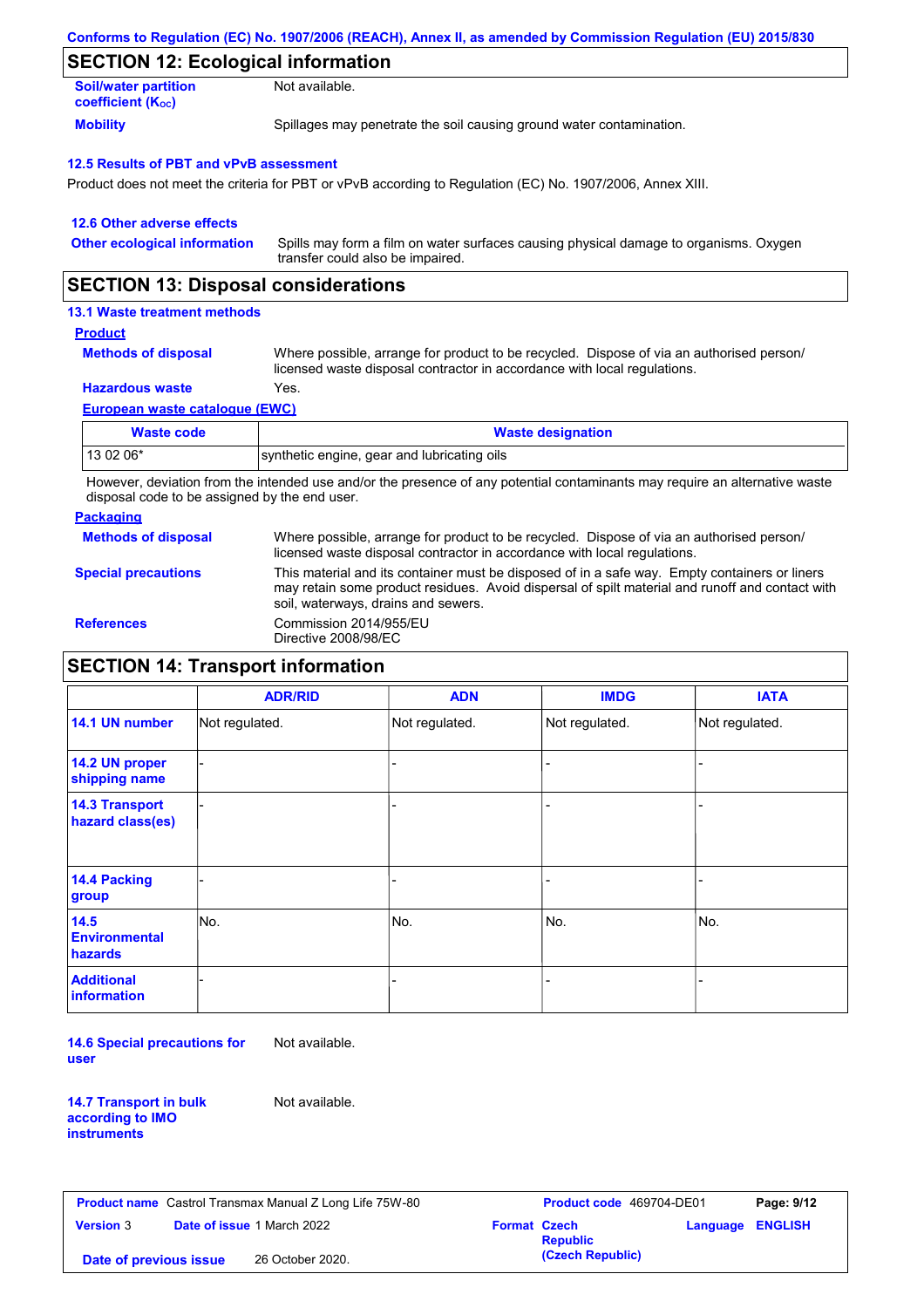Conforms to Regulation (EC) No. 1907/2006 (REACH), Annex II, as amended by Commission Regulation (EU) 2015/830

## SECTION 12: Ecological information

**Soil/water partition coefficient ($K_{OC}$)** Not available.

**Mobility** Spillages may penetrate the soil causing ground water contamination.

### 12.5 Results of PBT and vPvB assessment

Product does not meet the criteria for PBT or vPvB according to Regulation (EC) No. 1907/2006, Annex XIII.

### 12.6 Other adverse effects

**Other ecological information** Spills may form a film on water surfaces causing physical damage to organisms. Oxygen transfer could also be impaired.

## SECTION 13: Disposal considerations

### 13.1 Waste treatment methods

**Product**

**Methods of disposal** Where possible, arrange for product to be recycled. Dispose of via an authorised person/ licensed waste disposal contractor in accordance with local regulations.

**Hazardous waste** Yes.

**European waste catalogue (EWC)**

| Waste code | Waste designation |
|---|---|
| 13 02 06* | synthetic engine, gear and lubricating oils |

However, deviation from the intended use and/or the presence of any potential contaminants may require an alternative waste disposal code to be assigned by the end user.

**Packaging**

**Methods of disposal** Where possible, arrange for product to be recycled. Dispose of via an authorised person/ licensed waste disposal contractor in accordance with local regulations.

**Special precautions** This material and its container must be disposed of in a safe way. Empty containers or liners may retain some product residues. Avoid dispersal of spilt material and runoff and contact with soil, waterways, drains and sewers.

**References** Commission 2014/955/EU
Directive 2008/98/EC

## SECTION 14: Transport information

| | ADR/RID | ADN | IMDG | IATA |
|---|---|---|---|---|
| **14.1 UN number** | Not regulated. | Not regulated. | Not regulated. | Not regulated. |
| **14.2 UN proper shipping name** | - | - | - | - |
| **14.3 Transport hazard class(es)** | - | - | - | - |
| **14.4 Packing group** | - | - | - | - |
| **14.5 Environmental hazards** | No. | No. | No. | No. |
| **Additional information** | - | - | - | - |

**14.6 Special precautions for user** Not available.

**14.7 Transport in bulk according to IMO instruments** Not available.

| **Product name** Castrol Transmax Manual Z Long Life 75W-80 | | **Product code** 469704-DE01 | |
|---|---|---|---|
| **Version** 3 | **Date of issue** 1 March 2022 | **Format** Czech Republic (Czech Republic) | **Language** ENGLISH |
| **Date of previous issue** | 26 October 2020. | | |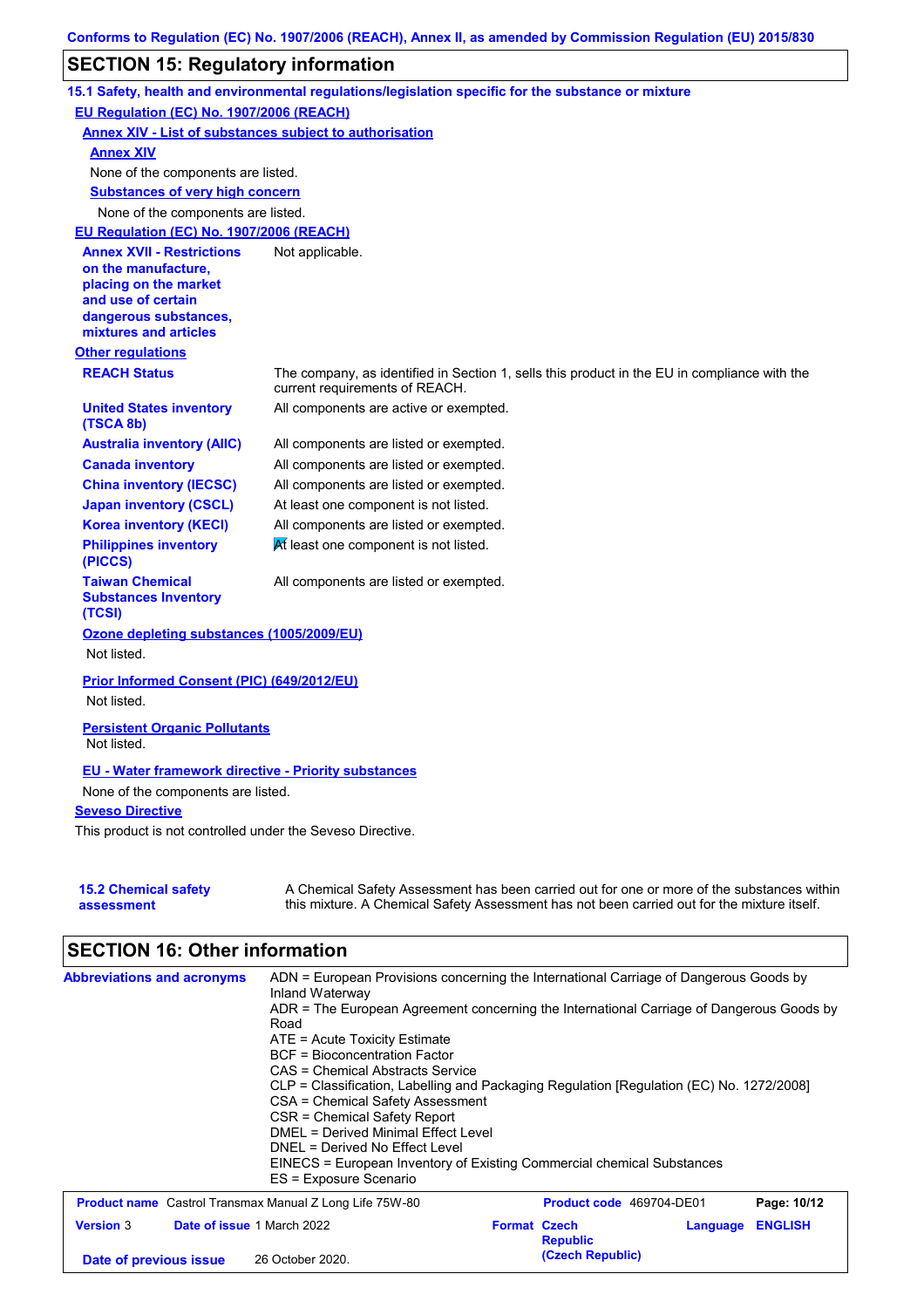Conforms to Regulation (EC) No. 1907/2006 (REACH), Annex II, as amended by Commission Regulation (EU) 2015/830

## SECTION 15: Regulatory information

### 15.1 Safety, health and environmental regulations/legislation specific for the substance or mixture

**EU Regulation (EC) No. 1907/2006 (REACH)**

**Annex XIV - List of substances subject to authorisation**

**Annex XIV**

None of the components are listed.

**Substances of very high concern**

None of the components are listed.

**EU Regulation (EC) No. 1907/2006 (REACH)**

| | |
|---|---|
| **Annex XVII - Restrictions on the manufacture, placing on the market and use of certain dangerous substances, mixtures and articles** | Not applicable. |

**Other regulations**

| | |
|---|---|
| **REACH Status** | The company, as identified in Section 1, sells this product in the EU in compliance with the current requirements of REACH. |
| **United States inventory (TSCA 8b)** | All components are active or exempted. |
| **Australia inventory (AIIC)** | All components are listed or exempted. |
| **Canada inventory** | All components are listed or exempted. |
| **China inventory (IECSC)** | All components are listed or exempted. |
| **Japan inventory (CSCL)** | At least one component is not listed. |
| **Korea inventory (KECI)** | All components are listed or exempted. |
| **Philippines inventory (PICCS)** | At least one component is not listed. |
| **Taiwan Chemical Substances Inventory (TCSI)** | All components are listed or exempted. |

**Ozone depleting substances (1005/2009/EU)**

Not listed.

**Prior Informed Consent (PIC) (649/2012/EU)**

Not listed.

**Persistent Organic Pollutants**

Not listed.

**EU - Water framework directive - Priority substances**

None of the components are listed.

**Seveso Directive**

This product is not controlled under the Seveso Directive.

| | |
|---|---|
| **15.2 Chemical safety assessment** | A Chemical Safety Assessment has been carried out for one or more of the substances within this mixture. A Chemical Safety Assessment has not been carried out for the mixture itself. |

## SECTION 16: Other information

**Abbreviations and acronyms**

ADN = European Provisions concerning the International Carriage of Dangerous Goods by Inland Waterway
ADR = The European Agreement concerning the International Carriage of Dangerous Goods by Road
ATE = Acute Toxicity Estimate
BCF = Bioconcentration Factor
CAS = Chemical Abstracts Service
CLP = Classification, Labelling and Packaging Regulation [Regulation (EC) No. 1272/2008]
CSA = Chemical Safety Assessment
CSR = Chemical Safety Report
DMEL = Derived Minimal Effect Level
DNEL = Derived No Effect Level
EINECS = European Inventory of Existing Commercial chemical Substances
ES = Exposure Scenario

| | | | |
|---|---|---|---|
| **Product name** Castrol Transmax Manual Z Long Life 75W-80 | | **Product code** 469704-DE01 | |
| **Version** 3 | **Date of issue** 1 March 2022 | **Format** Czech Republic (Czech Republic) | **Language** ENGLISH |
| **Date of previous issue** | 26 October 2020. | | |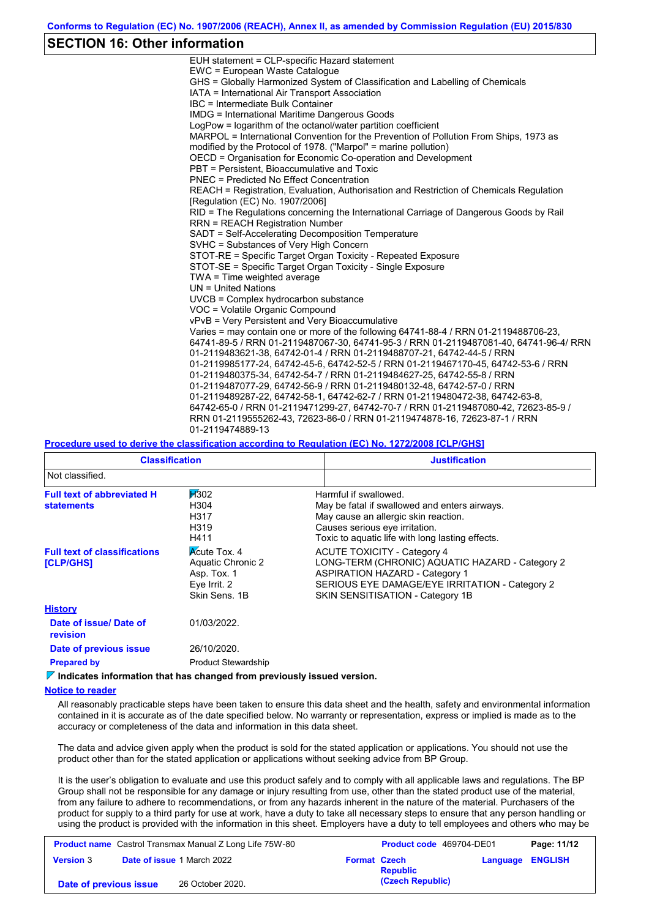## SECTION 16: Other information

EUH statement = CLP-specific Hazard statement
EWC = European Waste Catalogue
GHS = Globally Harmonized System of Classification and Labelling of Chemicals
IATA = International Air Transport Association
IBC = Intermediate Bulk Container
IMDG = International Maritime Dangerous Goods
LogPow = logarithm of the octanol/water partition coefficient
MARPOL = International Convention for the Prevention of Pollution From Ships, 1973 as modified by the Protocol of 1978. ("Marpol" = marine pollution)
OECD = Organisation for Economic Co-operation and Development
PBT = Persistent, Bioaccumulative and Toxic
PNEC = Predicted No Effect Concentration
REACH = Registration, Evaluation, Authorisation and Restriction of Chemicals Regulation [Regulation (EC) No. 1907/2006]
RID = The Regulations concerning the International Carriage of Dangerous Goods by Rail
RRN = REACH Registration Number
SADT = Self-Accelerating Decomposition Temperature
SVHC = Substances of Very High Concern
STOT-RE = Specific Target Organ Toxicity - Repeated Exposure
STOT-SE = Specific Target Organ Toxicity - Single Exposure
TWA = Time weighted average
UN = United Nations
UVCB = Complex hydrocarbon substance
VOC = Volatile Organic Compound
vPvB = Very Persistent and Very Bioaccumulative
Varies = may contain one or more of the following 64741-88-4 / RRN 01-2119488706-23, 64741-89-5 / RRN 01-2119487067-30, 64741-95-3 / RRN 01-2119487081-40, 64741-96-4/ RRN 01-2119483621-38, 64742-01-4 / RRN 01-2119488707-21, 64742-44-5 / RRN 01-2119985177-24, 64742-45-6, 64742-52-5 / RRN 01-2119467170-45, 64742-53-6 / RRN 01-2119480375-34, 64742-54-7 / RRN 01-2119484627-25, 64742-55-8 / RRN 01-2119487077-29, 64742-56-9 / RRN 01-2119480132-48, 64742-57-0 / RRN 01-2119489287-22, 64742-58-1, 64742-62-7 / RRN 01-2119480472-38, 64742-63-8, 64742-65-0 / RRN 01-2119471299-27, 64742-70-7 / RRN 01-2119487080-42, 72623-85-9 / RRN 01-2119555262-43, 72623-86-0 / RRN 01-2119474878-16, 72623-87-1 / RRN 01-2119474889-13

**Procedure used to derive the classification according to Regulation (EC) No. 1272/2008 [CLP/GHS]**

| Classification | Justification |
|---|---|
| Not classified. | |

**Full text of abbreviated H statements**

| | |
|---|---|
| H302 | Harmful if swallowed. |
| H304 | May be fatal if swallowed and enters airways. |
| H317 | May cause an allergic skin reaction. |
| H319 | Causes serious eye irritation. |
| H411 | Toxic to aquatic life with long lasting effects. |

**Full text of classifications [CLP/GHS]**

| | |
|---|---|
| Acute Tox. 4 | ACUTE TOXICITY - Category 4 |
| Aquatic Chronic 2 | LONG-TERM (CHRONIC) AQUATIC HAZARD - Category 2 |
| Asp. Tox. 1 | ASPIRATION HAZARD - Category 1 |
| Eye Irrit. 2 | SERIOUS EYE DAMAGE/EYE IRRITATION - Category 2 |
| Skin Sens. 1B | SKIN SENSITISATION - Category 1B |

**History**

**Date of issue/ Date of revision** 01/03/2022.

**Date of previous issue** 26/10/2020.

**Prepared by** Product Stewardship

**Indicates information that has changed from previously issued version.**

**Notice to reader**

All reasonably practicable steps have been taken to ensure this data sheet and the health, safety and environmental information contained in it is accurate as of the date specified below. No warranty or representation, express or implied is made as to the accuracy or completeness of the data and information in this data sheet.

The data and advice given apply when the product is sold for the stated application or applications. You should not use the product other than for the stated application or applications without seeking advice from BP Group.

It is the user's obligation to evaluate and use this product safely and to comply with all applicable laws and regulations. The BP Group shall not be responsible for any damage or injury resulting from use, other than the stated product use of the material, from any failure to adhere to recommendations, or from any hazards inherent in the nature of the material. Purchasers of the product for supply to a third party for use at work, have a duty to take all necessary steps to ensure that any person handling or using the product is provided with the information in this sheet. Employers have a duty to tell employees and others who may be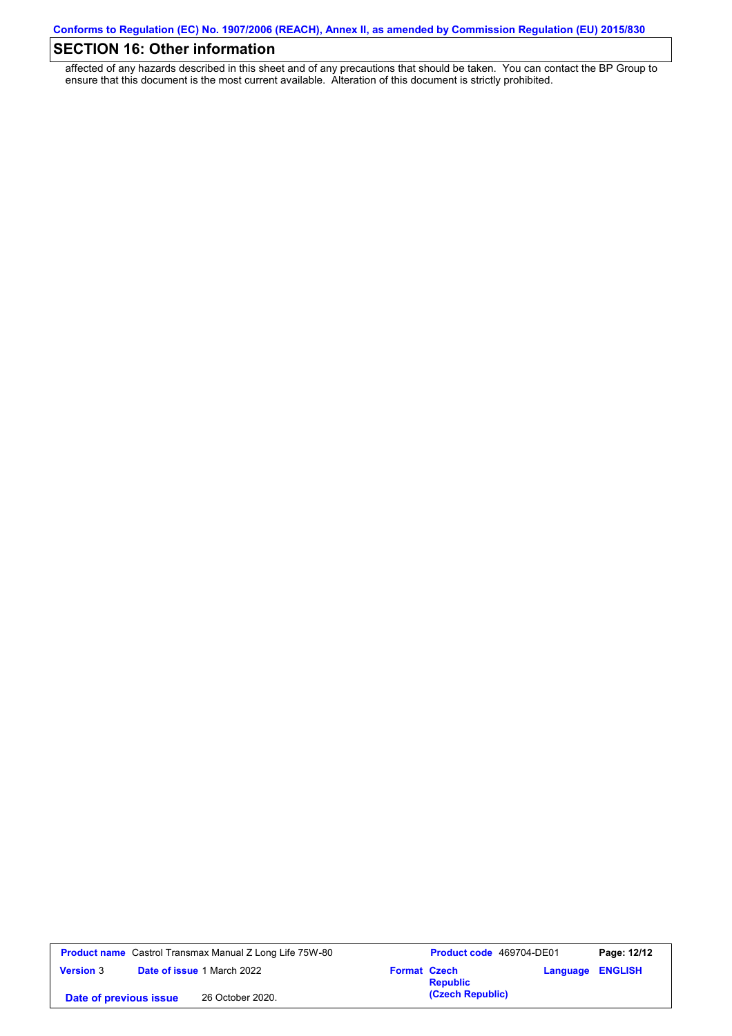## SECTION 16: Other information

affected of any hazards described in this sheet and of any precautions that should be taken. You can contact the BP Group to ensure that this document is the most current available. Alteration of this document is strictly prohibited.